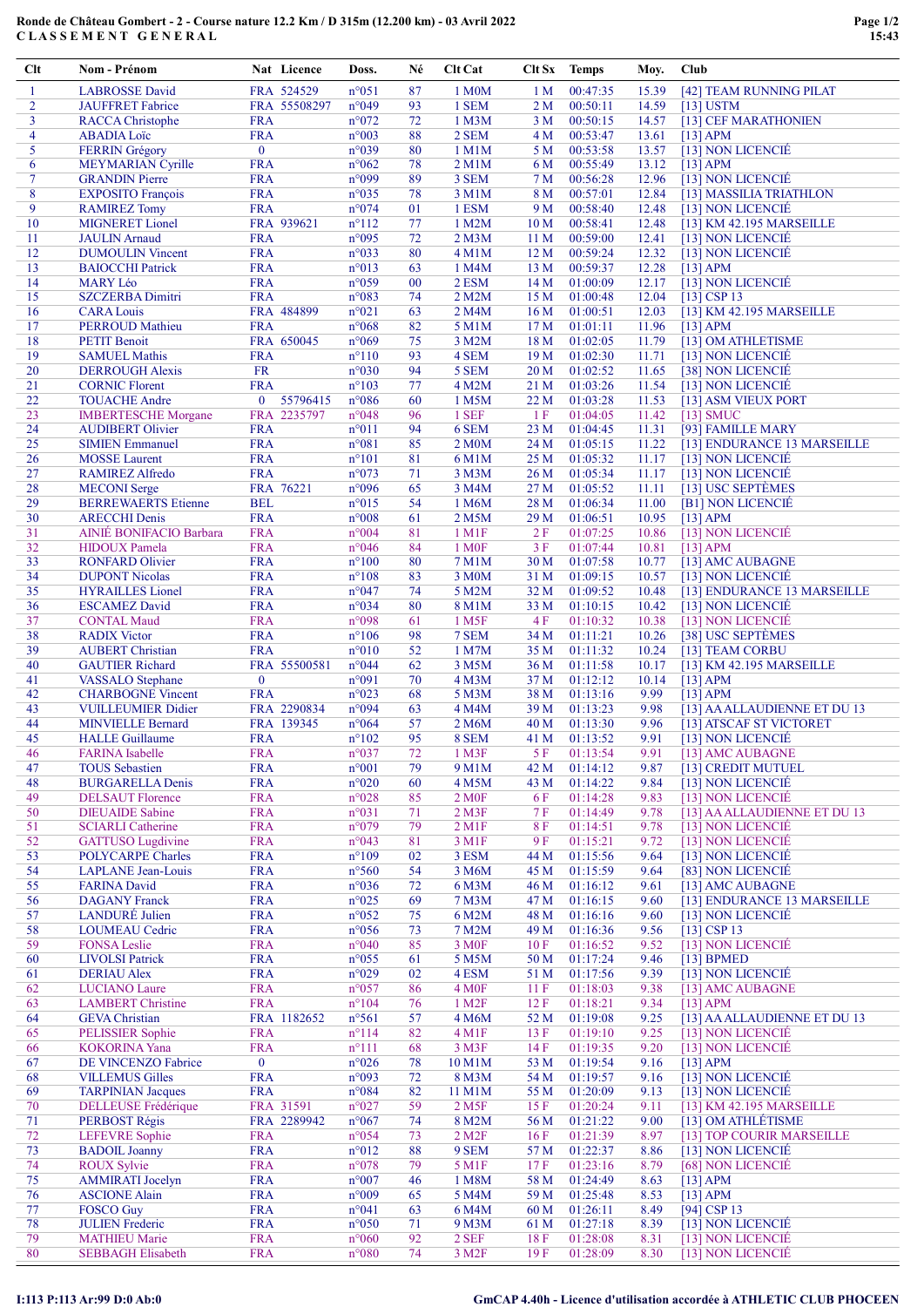# Ronde de Château Gombert - 2 - Course nature 12.2 Km / D 315m (12.200 km) - 03 Avril 2022

## CLASSEMENT GENERAL

| Clt | Nom - Prénom | Nat | Licence | Doss. | Né | Clt Cat | Clt Sx | Temps | Moy. | Club |
|---|---|---|---|---|---|---|---|---|---|---|
| 1 | LABROSSE David | FRA | 524529 | n°051 | 87 | 1 M0M | 1 M | 00:47:35 | 15.39 | [42] TEAM RUNNING PILAT |
| 2 | JAUFFRET Fabrice | FRA | 55508297 | n°049 | 93 | 1 SEM | 2 M | 00:50:11 | 14.59 | [13] USTM |
| 3 | RACCA Christophe | FRA | | n°072 | 72 | 1 M3M | 3 M | 00:50:15 | 14.57 | [13] CEF MARATHONIEN |
| 4 | ABADIA Loïc | FRA | | n°003 | 88 | 2 SEM | 4 M | 00:53:47 | 13.61 | [13] APM |
| 5 | FERRIN Grégory | 0 | | n°039 | 80 | 1 M1M | 5 M | 00:53:58 | 13.57 | [13] NON LICENCIÉ |
| 6 | MEYMARIAN Cyrille | FRA | | n°062 | 78 | 2 M1M | 6 M | 00:55:49 | 13.12 | [13] APM |
| 7 | GRANDIN Pierre | FRA | | n°099 | 89 | 3 SEM | 7 M | 00:56:28 | 12.96 | [13] NON LICENCIÉ |
| 8 | EXPOSITO François | FRA | | n°035 | 78 | 3 M1M | 8 M | 00:57:01 | 12.84 | [13] MASSILIA TRIATHLON |
| 9 | RAMIREZ Tomy | FRA | | n°074 | 01 | 1 ESM | 9 M | 00:58:40 | 12.48 | [13] NON LICENCIÉ |
| 10 | MIGNERET Lionel | FRA | 939621 | n°112 | 77 | 1 M2M | 10 M | 00:58:41 | 12.48 | [13] KM 42.195 MARSEILLE |
| 11 | JAULIN Arnaud | FRA | | n°095 | 72 | 2 M3M | 11 M | 00:59:00 | 12.41 | [13] NON LICENCIÉ |
| 12 | DUMOULIN Vincent | FRA | | n°033 | 80 | 4 M1M | 12 M | 00:59:24 | 12.32 | [13] NON LICENCIÉ |
| 13 | BAIOCCHI Patrick | FRA | | n°013 | 63 | 1 M4M | 13 M | 00:59:37 | 12.28 | [13] APM |
| 14 | MARY Léo | FRA | | n°059 | 00 | 2 ESM | 14 M | 01:00:09 | 12.17 | [13] NON LICENCIÉ |
| 15 | SZCZERBA Dimitri | FRA | | n°083 | 74 | 2 M2M | 15 M | 01:00:48 | 12.04 | [13] CSP 13 |
| 16 | CARA Louis | FRA | 484899 | n°021 | 63 | 2 M4M | 16 M | 01:00:51 | 12.03 | [13] KM 42.195 MARSEILLE |
| 17 | PERROUD Mathieu | FRA | | n°068 | 82 | 5 M1M | 17 M | 01:01:11 | 11.96 | [13] APM |
| 18 | PETIT Benoit | FRA | 650045 | n°069 | 75 | 3 M2M | 18 M | 01:02:05 | 11.79 | [13] OM ATHLETISME |
| 19 | SAMUEL Mathis | FRA | | n°110 | 93 | 4 SEM | 19 M | 01:02:30 | 11.71 | [13] NON LICENCIÉ |
| 20 | DERROUGH Alexis | FR | | n°030 | 94 | 5 SEM | 20 M | 01:02:52 | 11.65 | [38] NON LICENCIÉ |
| 21 | CORNIC Florent | FRA | | n°103 | 77 | 4 M2M | 21 M | 01:03:26 | 11.54 | [13] NON LICENCIÉ |
| 22 | TOUACHE Andre | 0 | 55796415 | n°086 | 60 | 1 M5M | 22 M | 01:03:28 | 11.53 | [13] ASM VIEUX PORT |
| 23 | IMBERTESCHE Morgane | FRA | 2235797 | n°048 | 96 | 1 SEF | 1 F | 01:04:05 | 11.42 | [13] SMUC |
| 24 | AUDIBERT Olivier | FRA | | n°011 | 94 | 6 SEM | 23 M | 01:04:45 | 11.31 | [93] FAMILLE MARY |
| 25 | SIMIEN Emmanuel | FRA | | n°081 | 85 | 2 M0M | 24 M | 01:05:15 | 11.22 | [13] ENDURANCE 13 MARSEILLE |
| 26 | MOSSE Laurent | FRA | | n°101 | 81 | 6 M1M | 25 M | 01:05:32 | 11.17 | [13] NON LICENCIÉ |
| 27 | RAMIREZ Alfredo | FRA | | n°073 | 71 | 3 M3M | 26 M | 01:05:34 | 11.17 | [13] NON LICENCIÉ |
| 28 | MECONI Serge | FRA | 76221 | n°096 | 65 | 3 M4M | 27 M | 01:05:52 | 11.11 | [13] USC SEPTÈMES |
| 29 | BERREWAERTS Etienne | BEL | | n°015 | 54 | 1 M6M | 28 M | 01:06:34 | 11.00 | [B1] NON LICENCIÉ |
| 30 | ARECCHI Denis | FRA | | n°008 | 61 | 2 M5M | 29 M | 01:06:51 | 10.95 | [13] APM |
| 31 | AINIÉ BONIFACIO Barbara | FRA | | n°004 | 81 | 1 M1F | 2 F | 01:07:25 | 10.86 | [13] NON LICENCIÉ |
| 32 | HIDOUX Pamela | FRA | | n°046 | 84 | 1 M0F | 3 F | 01:07:44 | 10.81 | [13] APM |
| 33 | RONFARD Olivier | FRA | | n°100 | 80 | 7 M1M | 30 M | 01:07:58 | 10.77 | [13] AMC AUBAGNE |
| 34 | DUPONT Nicolas | FRA | | n°108 | 83 | 3 M0M | 31 M | 01:09:15 | 10.57 | [13] NON LICENCIÉ |
| 35 | HYRAILLES Lionel | FRA | | n°047 | 74 | 5 M2M | 32 M | 01:09:52 | 10.48 | [13] ENDURANCE 13 MARSEILLE |
| 36 | ESCAMEZ David | FRA | | n°034 | 80 | 8 M1M | 33 M | 01:10:15 | 10.42 | [13] NON LICENCIÉ |
| 37 | CONTAL Maud | FRA | | n°098 | 61 | 1 M5F | 4 F | 01:10:32 | 10.38 | [13] NON LICENCIÉ |
| 38 | RADIX Victor | FRA | | n°106 | 98 | 7 SEM | 34 M | 01:11:21 | 10.26 | [38] USC SEPTÈMES |
| 39 | AUBERT Christian | FRA | | n°010 | 52 | 1 M7M | 35 M | 01:11:32 | 10.24 | [13] TEAM CORBU |
| 40 | GAUTIER Richard | FRA | 55500581 | n°044 | 62 | 3 M5M | 36 M | 01:11:58 | 10.17 | [13] KM 42.195 MARSEILLE |
| 41 | VASSALO Stephane | 0 | | n°091 | 70 | 4 M3M | 37 M | 01:12:12 | 10.14 | [13] APM |
| 42 | CHARBONNE Vincent | FRA | | n°023 | 68 | 5 M3M | 38 M | 01:13:16 | 9.99 | [13] APM |
| 43 | VUILLEUMIER Didier | FRA | 2290834 | n°094 | 63 | 4 M4M | 39 M | 01:13:23 | 9.98 | [13] AA ALLAUDIENNE ET DU 13 |
| 44 | MINVIELLE Bernard | FRA | 139345 | n°064 | 57 | 2 M6M | 40 M | 01:13:30 | 9.96 | [13] ATSCAF ST VICTORET |
| 45 | HALLE Guillaume | FRA | | n°102 | 95 | 8 SEM | 41 M | 01:13:52 | 9.91 | [13] NON LICENCIÉ |
| 46 | FARINA Isabelle | FRA | | n°037 | 72 | 1 M3F | 5 F | 01:13:54 | 9.91 | [13] AMC AUBAGNE |
| 47 | TOUS Sebastien | FRA | | n°001 | 79 | 9 M1M | 42 M | 01:14:12 | 9.87 | [13] CREDIT MUTUEL |
| 48 | BURGARELLA Denis | FRA | | n°020 | 60 | 4 M5M | 43 M | 01:14:22 | 9.84 | [13] NON LICENCIÉ |
| 49 | DELSAUT Florence | FRA | | n°028 | 85 | 2 M0F | 6 F | 01:14:28 | 9.83 | [13] NON LICENCIÉ |
| 50 | DIEUAIDE Sabine | FRA | | n°031 | 71 | 2 M3F | 7 F | 01:14:49 | 9.78 | [13] AA ALLAUDIENNE ET DU 13 |
| 51 | SCIARLI Catherine | FRA | | n°079 | 79 | 2 M1F | 8 F | 01:14:51 | 9.78 | [13] NON LICENCIÉ |
| 52 | GATTUSO Lugdivine | FRA | | n°043 | 81 | 3 M1F | 9 F | 01:15:21 | 9.72 | [13] NON LICENCIÉ |
| 53 | POLYCARPE Charles | FRA | | n°109 | 02 | 3 ESM | 44 M | 01:15:56 | 9.64 | [13] NON LICENCIÉ |
| 54 | LAPLANE Jean-Louis | FRA | | n°560 | 54 | 3 M6M | 45 M | 01:15:59 | 9.64 | [83] NON LICENCIÉ |
| 55 | FARINA David | FRA | | n°036 | 72 | 6 M3M | 46 M | 01:16:12 | 9.61 | [13] AMC AUBAGNE |
| 56 | DAGANY Franck | FRA | | n°025 | 69 | 7 M3M | 47 M | 01:16:15 | 9.60 | [13] ENDURANCE 13 MARSEILLE |
| 57 | LANDURÉ Julien | FRA | | n°052 | 75 | 6 M2M | 48 M | 01:16:16 | 9.60 | [13] NON LICENCIÉ |
| 58 | LOUMEAU Cedric | FRA | | n°056 | 73 | 7 M2M | 49 M | 01:16:36 | 9.56 | [13] CSP 13 |
| 59 | FONSA Leslie | FRA | | n°040 | 85 | 3 M0F | 10 F | 01:16:52 | 9.52 | [13] NON LICENCIÉ |
| 60 | LIVOLSI Patrick | FRA | | n°055 | 61 | 5 M5M | 50 M | 01:17:24 | 9.46 | [13] BPMED |
| 61 | DERIAU Alex | FRA | | n°029 | 02 | 4 ESM | 51 M | 01:17:56 | 9.39 | [13] NON LICENCIÉ |
| 62 | LUCIANO Laure | FRA | | n°057 | 86 | 4 M0F | 11 F | 01:18:03 | 9.38 | [13] AMC AUBAGNE |
| 63 | LAMBERT Christine | FRA | | n°104 | 76 | 1 M2F | 12 F | 01:18:21 | 9.34 | [13] APM |
| 64 | GEVA Christian | FRA | 1182652 | n°561 | 57 | 4 M6M | 52 M | 01:19:08 | 9.25 | [13] AA ALLAUDIENNE ET DU 13 |
| 65 | PELISSIER Sophie | FRA | | n°114 | 82 | 4 M1F | 13 F | 01:19:10 | 9.25 | [13] NON LICENCIÉ |
| 66 | KOKORINA Yana | FRA | | n°111 | 68 | 3 M3F | 14 F | 01:19:35 | 9.20 | [13] NON LICENCIÉ |
| 67 | DE VINCENZO Fabrice | 0 | | n°026 | 78 | 10 M1M | 53 M | 01:19:54 | 9.16 | [13] APM |
| 68 | VILLEMUS Gilles | FRA | | n°093 | 72 | 8 M3M | 54 M | 01:19:57 | 9.16 | [13] NON LICENCIÉ |
| 69 | TARPINIAN Jacques | FRA | | n°084 | 82 | 11 M1M | 55 M | 01:20:09 | 9.13 | [13] NON LICENCIÉ |
| 70 | DELLEUSE Frédérique | FRA | 31591 | n°027 | 59 | 2 M5F | 15 F | 01:20:24 | 9.11 | [13] KM 42.195 MARSEILLE |
| 71 | PERBOST Régis | FRA | 2289942 | n°067 | 74 | 8 M2M | 56 M | 01:21:22 | 9.00 | [13] OM ATHLÉTISME |
| 72 | LEFEVRE Sophie | FRA | | n°054 | 73 | 2 M2F | 16 F | 01:21:39 | 8.97 | [13] TOP COURIR MARSEILLE |
| 73 | BADOIL Joanny | FRA | | n°012 | 88 | 9 SEM | 57 M | 01:22:37 | 8.86 | [13] NON LICENCIÉ |
| 74 | ROUX Sylvie | FRA | | n°078 | 79 | 5 M1F | 17 F | 01:23:16 | 8.79 | [68] NON LICENCIÉ |
| 75 | AMMIRATI Jocelyn | FRA | | n°007 | 46 | 1 M8M | 58 M | 01:24:49 | 8.63 | [13] APM |
| 76 | ASCIONE Alain | FRA | | n°009 | 65 | 5 M4M | 59 M | 01:25:48 | 8.53 | [13] APM |
| 77 | FOSCO Guy | FRA | | n°041 | 63 | 6 M4M | 60 M | 01:26:11 | 8.49 | [94] CSP 13 |
| 78 | JULIEN Frederic | FRA | | n°050 | 71 | 9 M3M | 61 M | 01:27:18 | 8.39 | [13] NON LICENCIÉ |
| 79 | MATHIEU Marie | FRA | | n°060 | 92 | 2 SEF | 18 F | 01:28:08 | 8.31 | [13] NON LICENCIÉ |
| 80 | SEBBAGH Elisabeth | FRA | | n°080 | 74 | 3 M2F | 19 F | 01:28:09 | 8.30 | [13] NON LICENCIÉ |

I:113 P:113 Ar:99 D:0 Ab:0

GmCAP 4.40h - Licence d'utilisation accordée à ATHLETIC CLUB PHOCEEN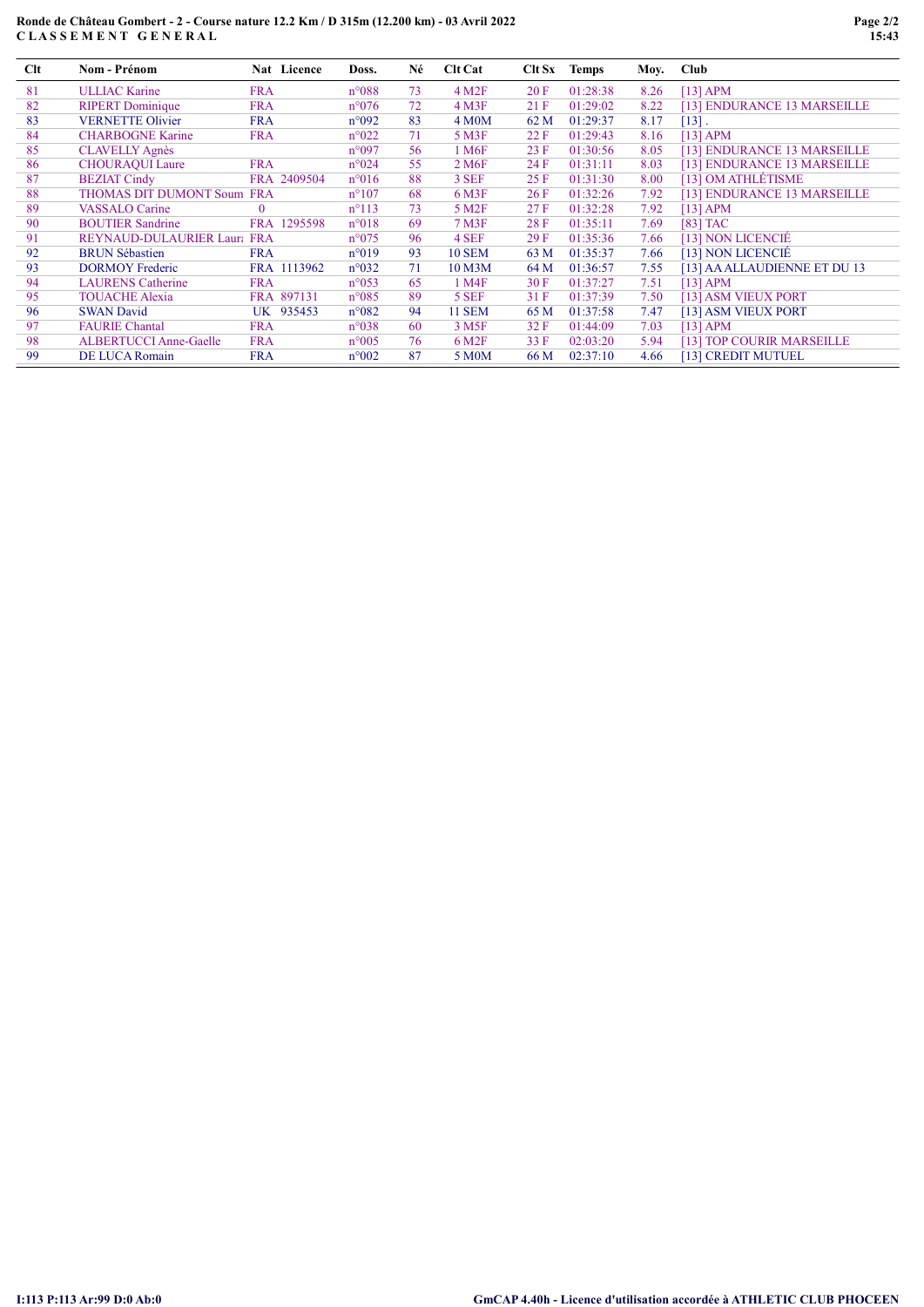**Ronde de Château Gombert - 2 - Course nature 12.2 Km / D 315m (12.200 km) - 03 Avril 2022**
**C L A S S E M E N T G E N E R A L**

| Clt | Nom - Prénom | Nat | Licence | Doss. | Né | Clt Cat | Clt Sx | Temps | Moy. | Club |
|---|---|---|---|---|---|---|---|---|---|---|
| 81 | ULLIAC Karine | FRA | | n°088 | 73 | 4 M2F | 20 F | 01:28:38 | 8.26 | [13] APM |
| 82 | RIPERT Dominique | FRA | | n°076 | 72 | 4 M3F | 21 F | 01:29:02 | 8.22 | [13] ENDURANCE 13 MARSEILLE |
| 83 | VERNETTE Olivier | FRA | | n°092 | 83 | 4 M0M | 62 M | 01:29:37 | 8.17 | [13] . |
| 84 | CHARBOGNE Karine | FRA | | n°022 | 71 | 5 M3F | 22 F | 01:29:43 | 8.16 | [13] APM |
| 85 | CLAVELLY Agnès | | | n°097 | 56 | 1 M6F | 23 F | 01:30:56 | 8.05 | [13] ENDURANCE 13 MARSEILLE |
| 86 | CHOURAQUI Laure | FRA | | n°024 | 55 | 2 M6F | 24 F | 01:31:11 | 8.03 | [13] ENDURANCE 13 MARSEILLE |
| 87 | BEZIAT Cindy | FRA | 2409504 | n°016 | 88 | 3 SEF | 25 F | 01:31:30 | 8.00 | [13] OM ATHLÉTISME |
| 88 | THOMAS DIT DUMONT Soum | FRA | | n°107 | 68 | 6 M3F | 26 F | 01:32:26 | 7.92 | [13] ENDURANCE 13 MARSEILLE |
| 89 | VASSALO Carine | 0 | | n°113 | 73 | 5 M2F | 27 F | 01:32:28 | 7.92 | [13] APM |
| 90 | BOUTIER Sandrine | FRA | 1295598 | n°018 | 69 | 7 M3F | 28 F | 01:35:11 | 7.69 | [83] TAC |
| 91 | REYNAUD-DULAURIER Laura | FRA | | n°075 | 96 | 4 SEF | 29 F | 01:35:36 | 7.66 | [13] NON LICENCIÉ |
| 92 | BRUN Sébastien | FRA | | n°019 | 93 | 10 SEM | 63 M | 01:35:37 | 7.66 | [13] NON LICENCIÉ |
| 93 | DORMOY Frederic | FRA | 1113962 | n°032 | 71 | 10 M3M | 64 M | 01:36:57 | 7.55 | [13] AA ALLAUDIENNE ET DU 13 |
| 94 | LAURENS Catherine | FRA | | n°053 | 65 | 1 M4F | 30 F | 01:37:27 | 7.51 | [13] APM |
| 95 | TOUACHE Alexia | FRA | 897131 | n°085 | 89 | 5 SEF | 31 F | 01:37:39 | 7.50 | [13] ASM VIEUX PORT |
| 96 | SWAN David | UK | 935453 | n°082 | 94 | 11 SEM | 65 M | 01:37:58 | 7.47 | [13] ASM VIEUX PORT |
| 97 | FAURIE Chantal | FRA | | n°038 | 60 | 3 M5F | 32 F | 01:44:09 | 7.03 | [13] APM |
| 98 | ALBERTUCCI Anne-Gaelle | FRA | | n°005 | 76 | 6 M2F | 33 F | 02:03:20 | 5.94 | [13] TOP COURIR MARSEILLE |
| 99 | DE LUCA Romain | FRA | | n°002 | 87 | 5 M0M | 66 M | 02:37:10 | 4.66 | [13] CREDIT MUTUEL |

I:113 P:113 Ar:99 D:0 Ab:0

GmCAP 4.40h - Licence d'utilisation accordée à ATHLETIC CLUB PHOCEEN